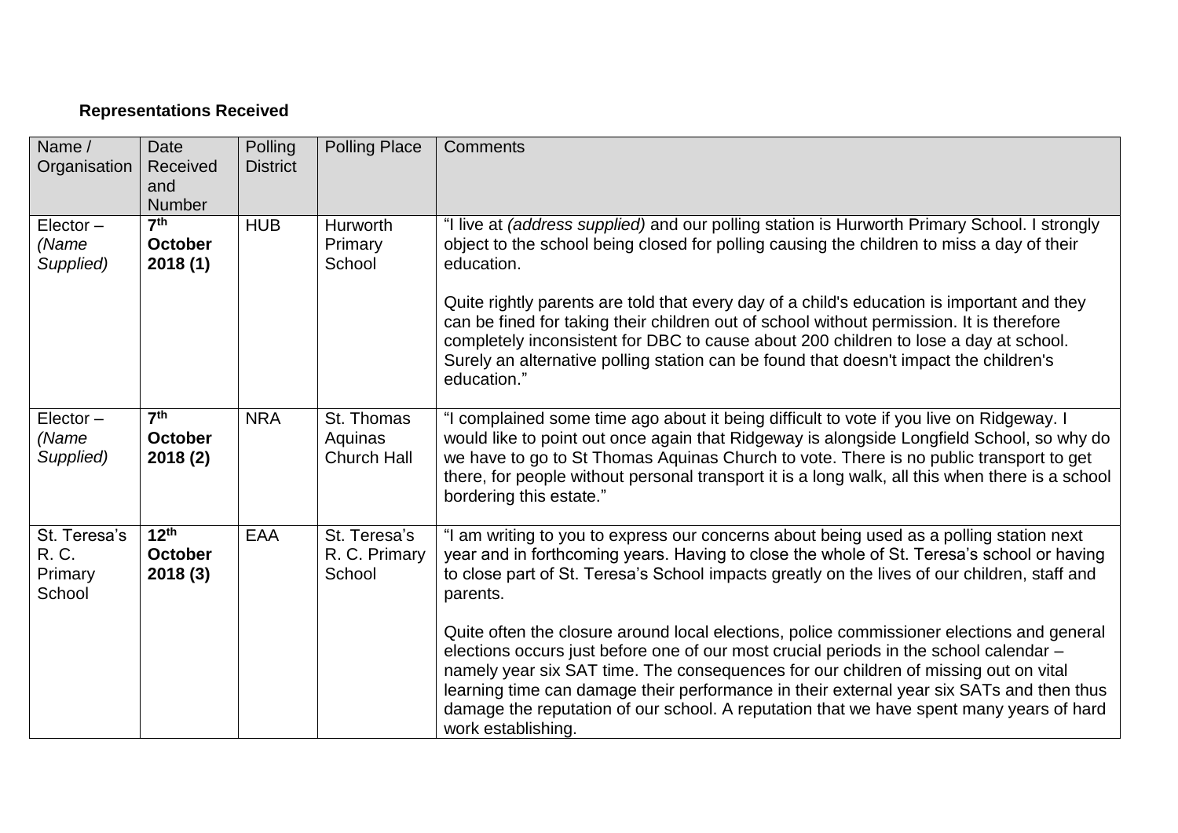## **Representations Received**

| Name / Organisation | Date Received and Number | Polling District | Polling Place | Comments |
|---|---|---|---|---|
| Elector – *(Name Supplied)* | **7th October 2018 (1)** | HUB | Hurworth Primary School | "I live at *(address supplied)* and our polling station is Hurworth Primary School. I strongly object to the school being closed for polling causing the children to miss a day of their education.<br><br>Quite rightly parents are told that every day of a child's education is important and they can be fined for taking their children out of school without permission. It is therefore completely inconsistent for DBC to cause about 200 children to lose a day at school. Surely an alternative polling station can be found that doesn't impact the children's education." |
| Elector – *(Name Supplied)* | **7th October 2018 (2)** | NRA | St. Thomas Aquinas Church Hall | "I complained some time ago about it being difficult to vote if you live on Ridgeway. I would like to point out once again that Ridgeway is alongside Longfield School, so why do we have to go to St Thomas Aquinas Church to vote. There is no public transport to get there, for people without personal transport it is a long walk, all this when there is a school bordering this estate." |
| St. Teresa's R. C. Primary School | **12th October 2018 (3)** | EAA | St. Teresa's R. C. Primary School | "I am writing to you to express our concerns about being used as a polling station next year and in forthcoming years. Having to close the whole of St. Teresa's school or having to close part of St. Teresa's School impacts greatly on the lives of our children, staff and parents.<br><br>Quite often the closure around local elections, police commissioner elections and general elections occurs just before one of our most crucial periods in the school calendar – namely year six SAT time. The consequences for our children of missing out on vital learning time can damage their performance in their external year six SATs and then thus damage the reputation of our school. A reputation that we have spent many years of hard work establishing. |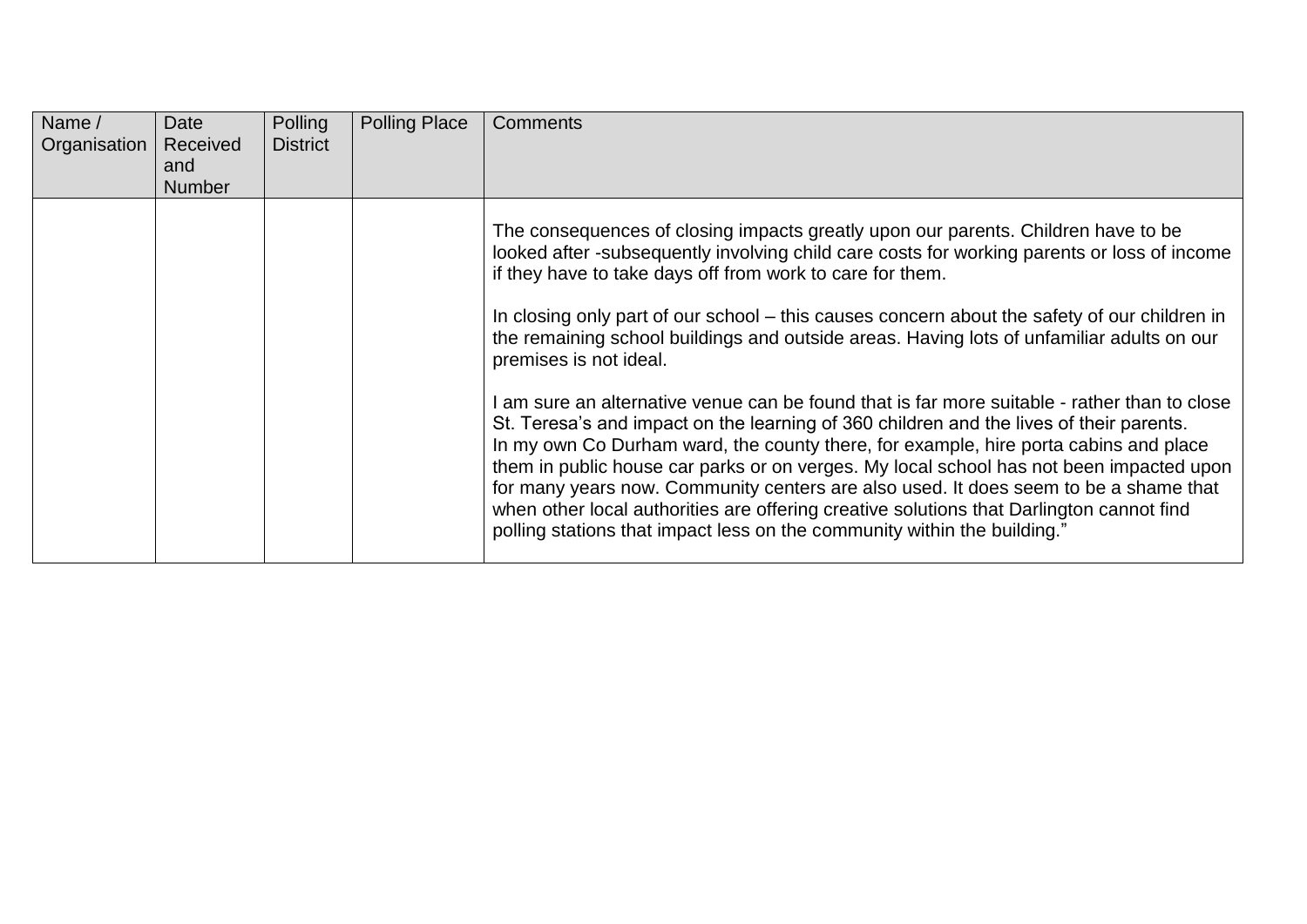| Name / Organisation | Date Received and Number | Polling District | Polling Place | Comments |
|---|---|---|---|---|
| | | | | The consequences of closing impacts greatly upon our parents. Children have to be looked after -subsequently involving child care costs for working parents or loss of income if they have to take days off from work to care for them.<br><br>In closing only part of our school – this causes concern about the safety of our children in the remaining school buildings and outside areas. Having lots of unfamiliar adults on our premises is not ideal.<br><br>I am sure an alternative venue can be found that is far more suitable - rather than to close St. Teresa's and impact on the learning of 360 children and the lives of their parents.<br>In my own Co Durham ward, the county there, for example, hire porta cabins and place them in public house car parks or on verges. My local school has not been impacted upon for many years now. Community centers are also used. It does seem to be a shame that when other local authorities are offering creative solutions that Darlington cannot find polling stations that impact less on the community within the building." |